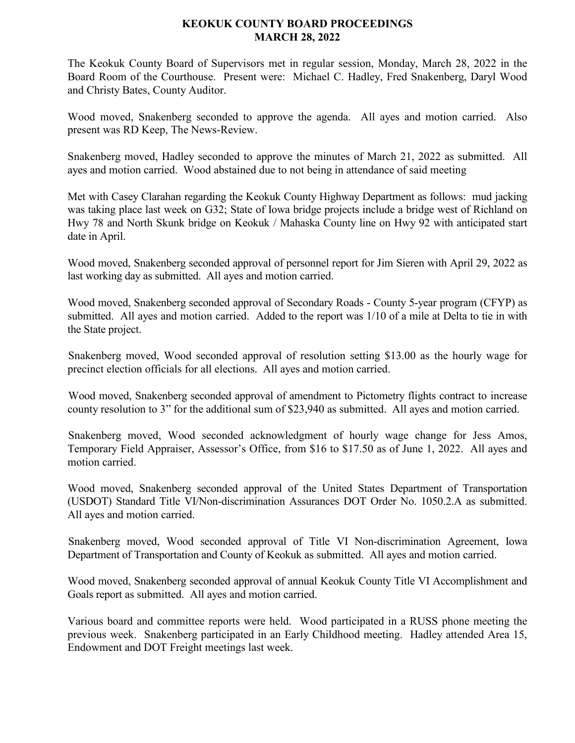# KEOKUK COUNTY BOARD PROCEEDINGS
# MARCH 28, 2022

The Keokuk County Board of Supervisors met in regular session, Monday, March 28, 2022 in the Board Room of the Courthouse. Present were: Michael C. Hadley, Fred Snakenberg, Daryl Wood and Christy Bates, County Auditor.

Wood moved, Snakenberg seconded to approve the agenda. All ayes and motion carried. Also present was RD Keep, The News-Review.

Snakenberg moved, Hadley seconded to approve the minutes of March 21, 2022 as submitted. All ayes and motion carried. Wood abstained due to not being in attendance of said meeting

Met with Casey Clarahan regarding the Keokuk County Highway Department as follows: mud jacking was taking place last week on G32; State of Iowa bridge projects include a bridge west of Richland on Hwy 78 and North Skunk bridge on Keokuk / Mahaska County line on Hwy 92 with anticipated start date in April.

Wood moved, Snakenberg seconded approval of personnel report for Jim Sieren with April 29, 2022 as last working day as submitted. All ayes and motion carried.

Wood moved, Snakenberg seconded approval of Secondary Roads - County 5-year program (CFYP) as submitted. All ayes and motion carried. Added to the report was 1/10 of a mile at Delta to tie in with the State project.

Snakenberg moved, Wood seconded approval of resolution setting $13.00 as the hourly wage for precinct election officials for all elections. All ayes and motion carried.

Wood moved, Snakenberg seconded approval of amendment to Pictometry flights contract to increase county resolution to 3" for the additional sum of $23,940 as submitted. All ayes and motion carried.

Snakenberg moved, Wood seconded acknowledgment of hourly wage change for Jess Amos, Temporary Field Appraiser, Assessor's Office, from $16 to $17.50 as of June 1, 2022. All ayes and motion carried.

Wood moved, Snakenberg seconded approval of the United States Department of Transportation (USDOT) Standard Title VI/Non-discrimination Assurances DOT Order No. 1050.2.A as submitted. All ayes and motion carried.

Snakenberg moved, Wood seconded approval of Title VI Non-discrimination Agreement, Iowa Department of Transportation and County of Keokuk as submitted. All ayes and motion carried.

Wood moved, Snakenberg seconded approval of annual Keokuk County Title VI Accomplishment and Goals report as submitted. All ayes and motion carried.

Various board and committee reports were held. Wood participated in a RUSS phone meeting the previous week. Snakenberg participated in an Early Childhood meeting. Hadley attended Area 15, Endowment and DOT Freight meetings last week.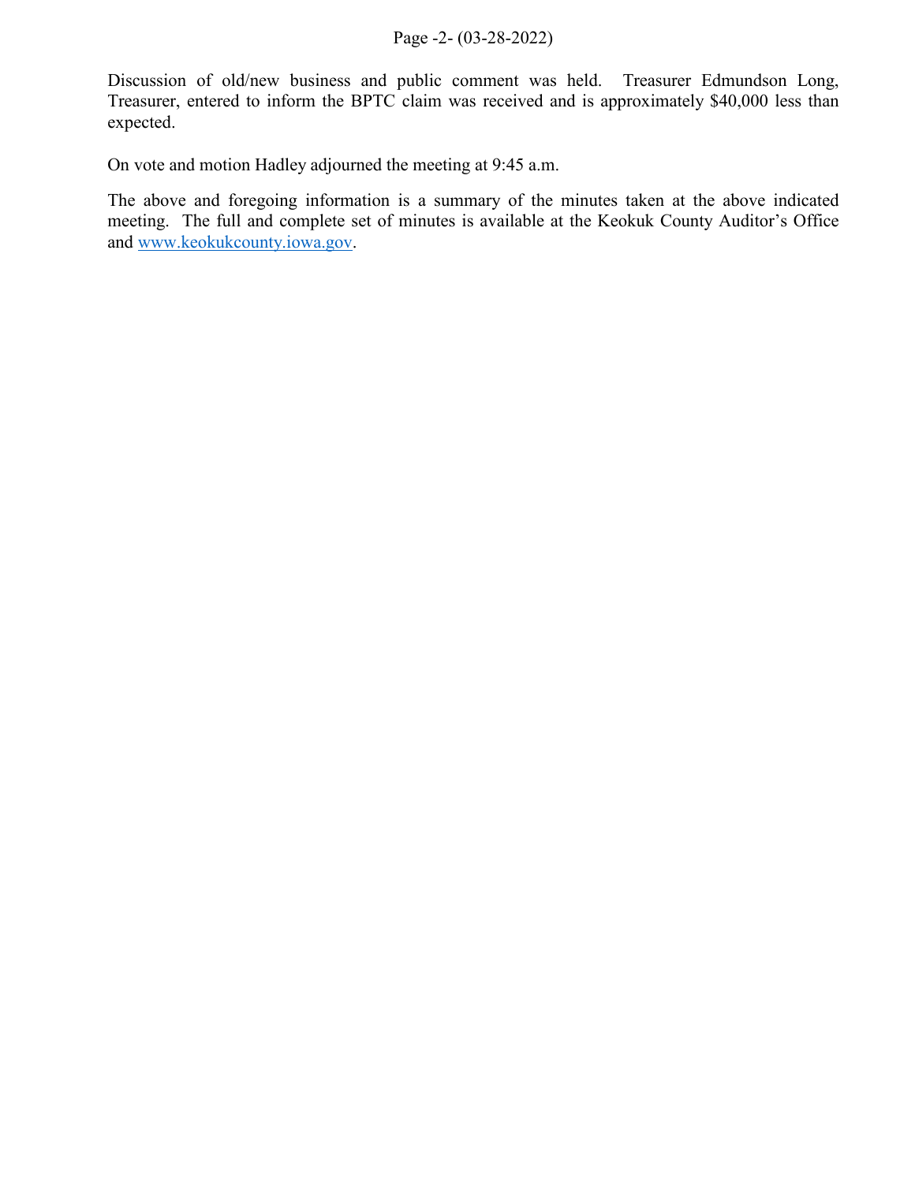Discussion of old/new business and public comment was held. Treasurer Edmundson Long, Treasurer, entered to inform the BPTC claim was received and is approximately $40,000 less than expected.

On vote and motion Hadley adjourned the meeting at 9:45 a.m.

The above and foregoing information is a summary of the minutes taken at the above indicated meeting. The full and complete set of minutes is available at the Keokuk County Auditor's Office and [www.keokukcounty.iowa.gov](http://www.keokukcounty.iowa.gov).